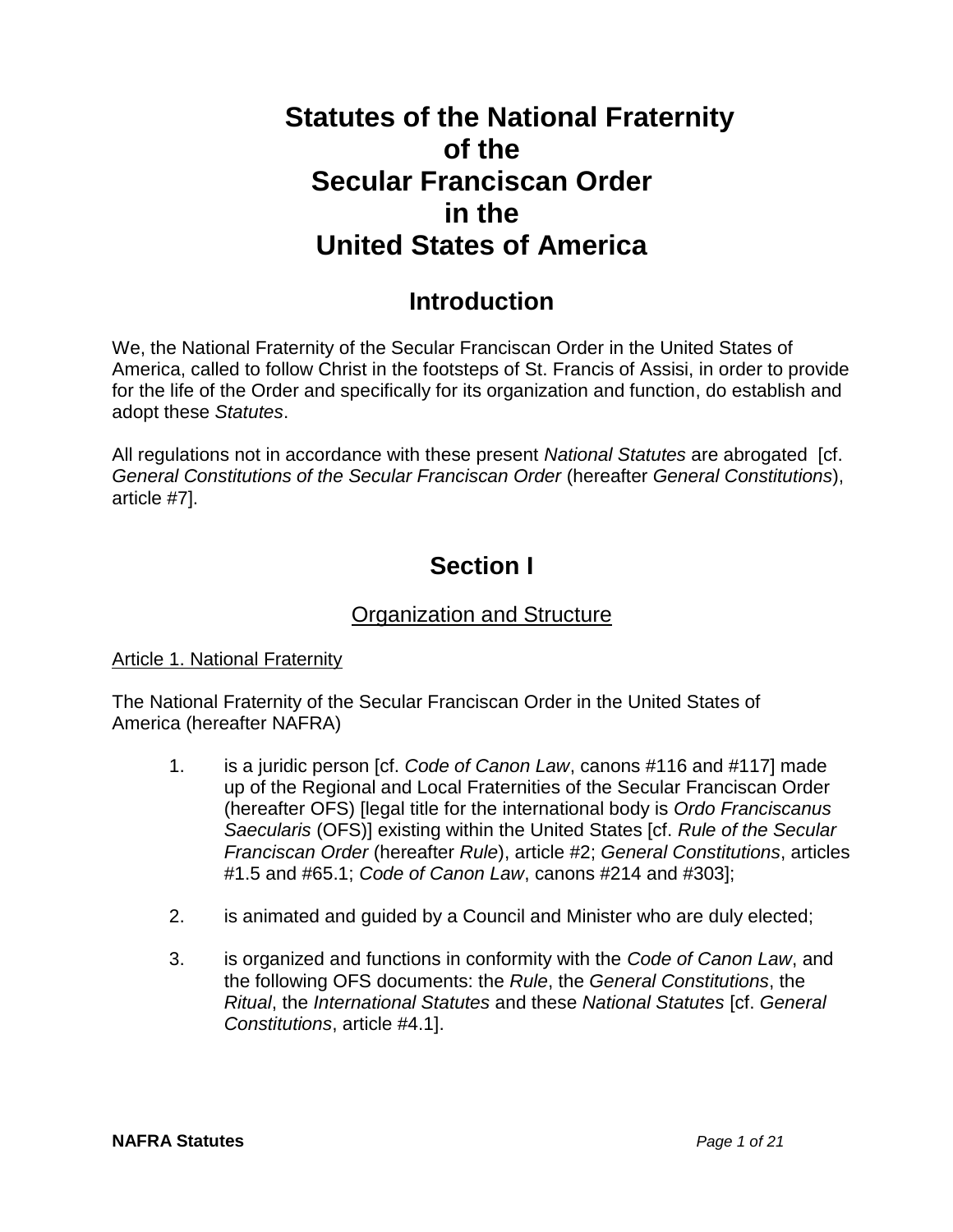# Statutes of the National Fraternity of the Secular Franciscan Order in the United States of America

## Introduction

We, the National Fraternity of the Secular Franciscan Order in the United States of America, called to follow Christ in the footsteps of St. Francis of Assisi, in order to provide for the life of the Order and specifically for its organization and function, do establish and adopt these *Statutes*.

All regulations not in accordance with these present *National Statutes* are abrogated [cf. *General Constitutions of the Secular Franciscan Order* (hereafter *General Constitutions*), article #7].

## Section I

### Organization and Structure

Article 1. National Fraternity

The National Fraternity of the Secular Franciscan Order in the United States of America (hereafter NAFRA)

1. is a juridic person [cf. *Code of Canon Law*, canons #116 and #117] made up of the Regional and Local Fraternities of the Secular Franciscan Order (hereafter OFS) [legal title for the international body is *Ordo Franciscanus Saecularis* (OFS)] existing within the United States [cf. *Rule of the Secular Franciscan Order* (hereafter *Rule*), article #2; *General Constitutions*, articles #1.5 and #65.1; *Code of Canon Law*, canons #214 and #303];

2. is animated and guided by a Council and Minister who are duly elected;

3. is organized and functions in conformity with the *Code of Canon Law*, and the following OFS documents: the *Rule*, the *General Constitutions*, the *Ritual*, the *International Statutes* and these *National Statutes* [cf. *General Constitutions*, article #4.1].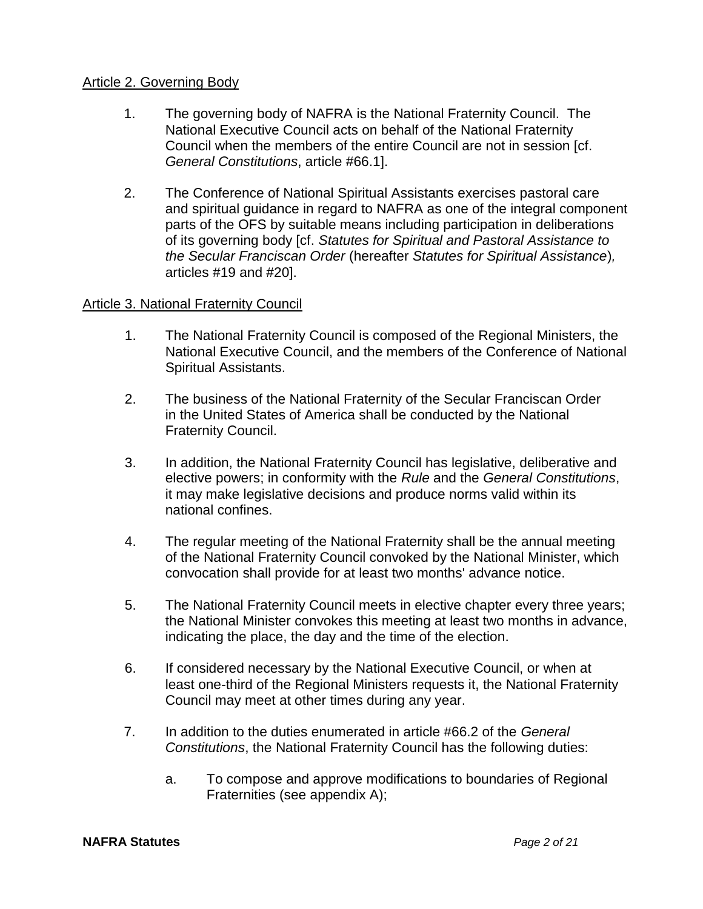Article 2. Governing Body

1. The governing body of NAFRA is the National Fraternity Council. The National Executive Council acts on behalf of the National Fraternity Council when the members of the entire Council are not in session [cf. *General Constitutions*, article #66.1].

2. The Conference of National Spiritual Assistants exercises pastoral care and spiritual guidance in regard to NAFRA as one of the integral component parts of the OFS by suitable means including participation in deliberations of its governing body [cf. *Statutes for Spiritual and Pastoral Assistance to the Secular Franciscan Order* (hereafter *Statutes for Spiritual Assistance*), articles #19 and #20].

Article 3. National Fraternity Council

1. The National Fraternity Council is composed of the Regional Ministers, the National Executive Council, and the members of the Conference of National Spiritual Assistants.

2. The business of the National Fraternity of the Secular Franciscan Order in the United States of America shall be conducted by the National Fraternity Council.

3. In addition, the National Fraternity Council has legislative, deliberative and elective powers; in conformity with the *Rule* and the *General Constitutions*, it may make legislative decisions and produce norms valid within its national confines.

4. The regular meeting of the National Fraternity shall be the annual meeting of the National Fraternity Council convoked by the National Minister, which convocation shall provide for at least two months' advance notice.

5. The National Fraternity Council meets in elective chapter every three years; the National Minister convokes this meeting at least two months in advance, indicating the place, the day and the time of the election.

6. If considered necessary by the National Executive Council, or when at least one-third of the Regional Ministers requests it, the National Fraternity Council may meet at other times during any year.

7. In addition to the duties enumerated in article #66.2 of the *General Constitutions*, the National Fraternity Council has the following duties:

    a. To compose and approve modifications to boundaries of Regional Fraternities (see appendix A);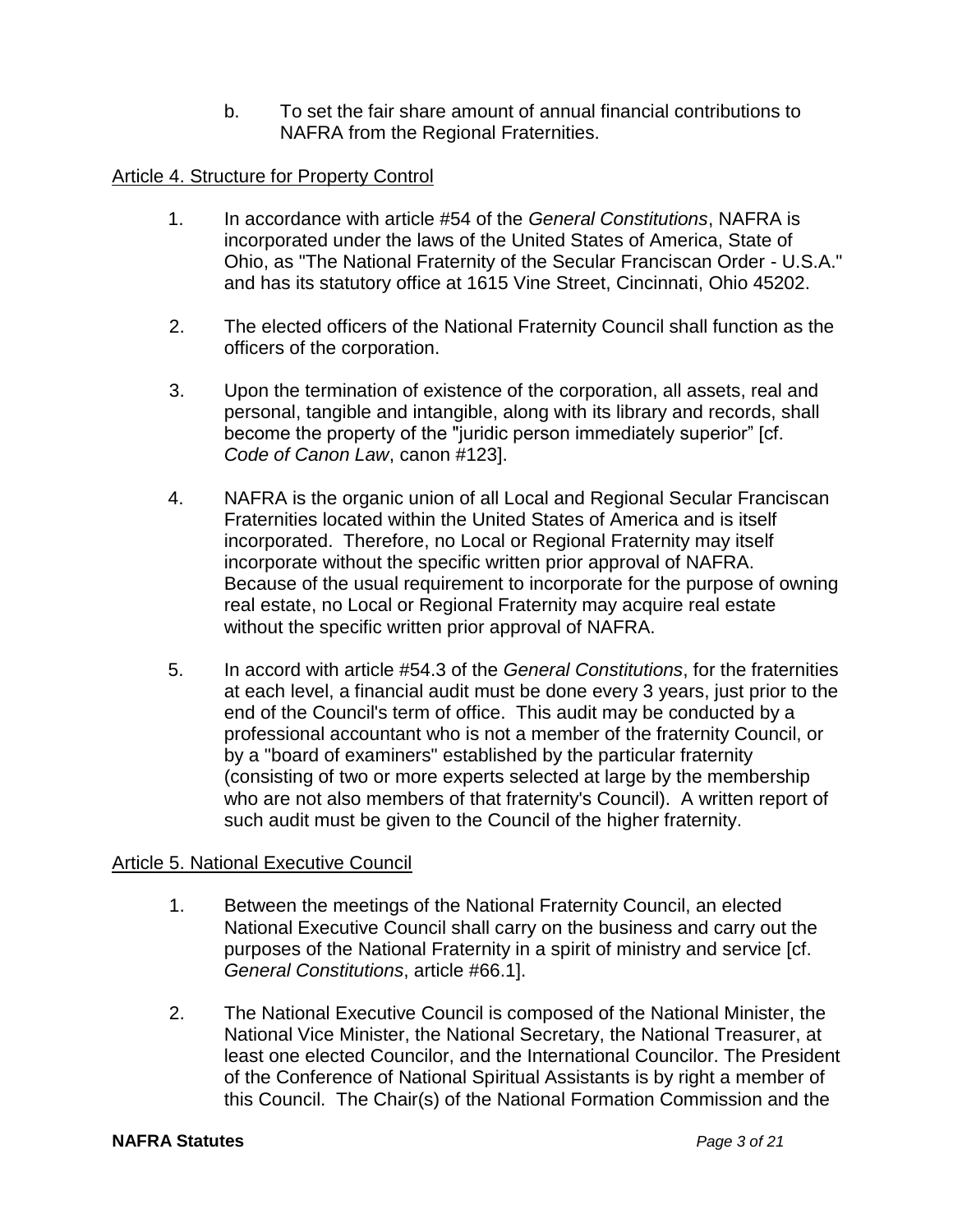b. To set the fair share amount of annual financial contributions to NAFRA from the Regional Fraternities.

Article 4. Structure for Property Control

1. In accordance with article #54 of the *General Constitutions*, NAFRA is incorporated under the laws of the United States of America, State of Ohio, as "The National Fraternity of the Secular Franciscan Order - U.S.A." and has its statutory office at 1615 Vine Street, Cincinnati, Ohio 45202.

2. The elected officers of the National Fraternity Council shall function as the officers of the corporation.

3. Upon the termination of existence of the corporation, all assets, real and personal, tangible and intangible, along with its library and records, shall become the property of the "juridic person immediately superior" [cf. *Code of Canon Law*, canon #123].

4. NAFRA is the organic union of all Local and Regional Secular Franciscan Fraternities located within the United States of America and is itself incorporated. Therefore, no Local or Regional Fraternity may itself incorporate without the specific written prior approval of NAFRA. Because of the usual requirement to incorporate for the purpose of owning real estate, no Local or Regional Fraternity may acquire real estate without the specific written prior approval of NAFRA.

5. In accord with article #54.3 of the *General Constitutions*, for the fraternities at each level, a financial audit must be done every 3 years, just prior to the end of the Council's term of office. This audit may be conducted by a professional accountant who is not a member of the fraternity Council, or by a "board of examiners" established by the particular fraternity (consisting of two or more experts selected at large by the membership who are not also members of that fraternity's Council). A written report of such audit must be given to the Council of the higher fraternity.

Article 5. National Executive Council

1. Between the meetings of the National Fraternity Council, an elected National Executive Council shall carry on the business and carry out the purposes of the National Fraternity in a spirit of ministry and service [cf. *General Constitutions*, article #66.1].

2. The National Executive Council is composed of the National Minister, the National Vice Minister, the National Secretary, the National Treasurer, at least one elected Councilor, and the International Councilor. The President of the Conference of National Spiritual Assistants is by right a member of this Council. The Chair(s) of the National Formation Commission and the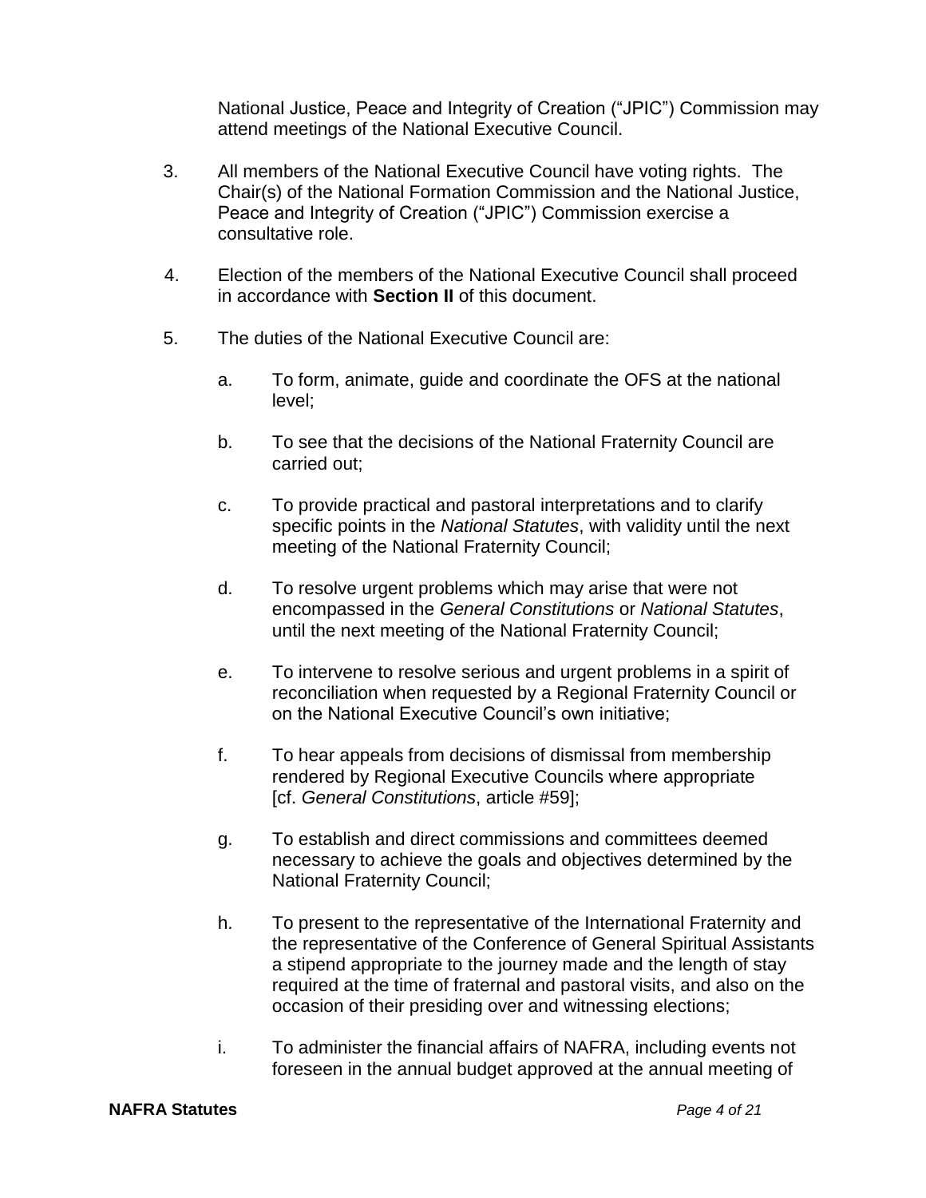National Justice, Peace and Integrity of Creation ("JPIC") Commission may attend meetings of the National Executive Council.

3. All members of the National Executive Council have voting rights. The Chair(s) of the National Formation Commission and the National Justice, Peace and Integrity of Creation ("JPIC") Commission exercise a consultative role.

4. Election of the members of the National Executive Council shall proceed in accordance with **Section II** of this document.

5. The duties of the National Executive Council are:

   a. To form, animate, guide and coordinate the OFS at the national level;

   b. To see that the decisions of the National Fraternity Council are carried out;

   c. To provide practical and pastoral interpretations and to clarify specific points in the *National Statutes*, with validity until the next meeting of the National Fraternity Council;

   d. To resolve urgent problems which may arise that were not encompassed in the *General Constitutions* or *National Statutes*, until the next meeting of the National Fraternity Council;

   e. To intervene to resolve serious and urgent problems in a spirit of reconciliation when requested by a Regional Fraternity Council or on the National Executive Council's own initiative;

   f. To hear appeals from decisions of dismissal from membership rendered by Regional Executive Councils where appropriate [cf. *General Constitutions*, article #59];

   g. To establish and direct commissions and committees deemed necessary to achieve the goals and objectives determined by the National Fraternity Council;

   h. To present to the representative of the International Fraternity and the representative of the Conference of General Spiritual Assistants a stipend appropriate to the journey made and the length of stay required at the time of fraternal and pastoral visits, and also on the occasion of their presiding over and witnessing elections;

   i. To administer the financial affairs of NAFRA, including events not foreseen in the annual budget approved at the annual meeting of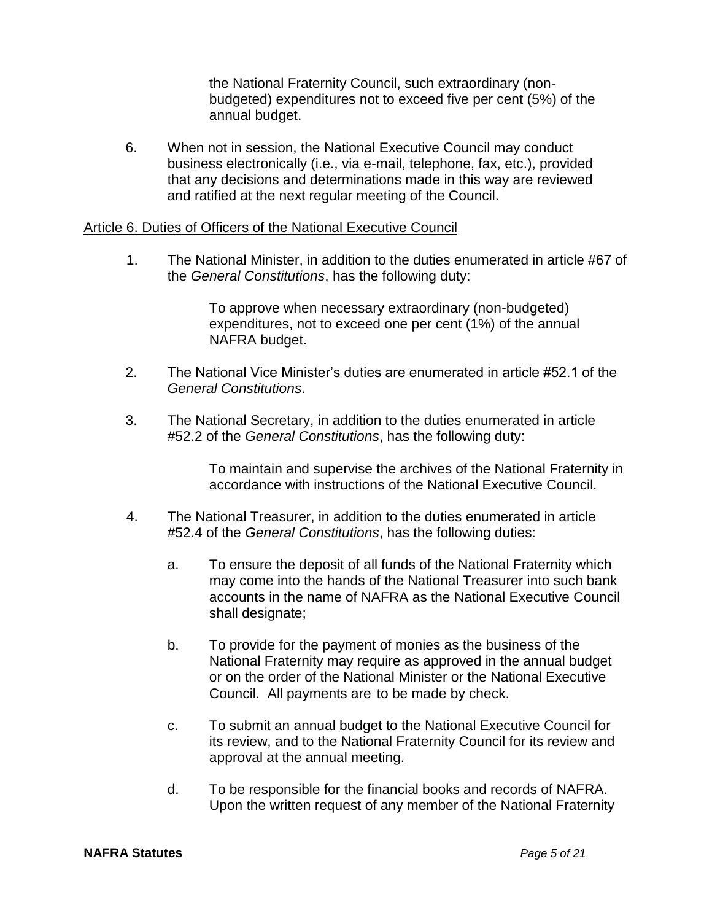the National Fraternity Council, such extraordinary (non-budgeted) expenditures not to exceed five per cent (5%) of the annual budget.

6. When not in session, the National Executive Council may conduct business electronically (i.e., via e-mail, telephone, fax, etc.), provided that any decisions and determinations made in this way are reviewed and ratified at the next regular meeting of the Council.

<u>Article 6. Duties of Officers of the National Executive Council</u>

1. The National Minister, in addition to the duties enumerated in article #67 of the *General Constitutions*, has the following duty:

   To approve when necessary extraordinary (non-budgeted) expenditures, not to exceed one per cent (1%) of the annual NAFRA budget.

2. The National Vice Minister's duties are enumerated in article #52.1 of the *General Constitutions*.

3. The National Secretary, in addition to the duties enumerated in article #52.2 of the *General Constitutions*, has the following duty:

   To maintain and supervise the archives of the National Fraternity in accordance with instructions of the National Executive Council.

4. The National Treasurer, in addition to the duties enumerated in article #52.4 of the *General Constitutions*, has the following duties:

   a. To ensure the deposit of all funds of the National Fraternity which may come into the hands of the National Treasurer into such bank accounts in the name of NAFRA as the National Executive Council shall designate;

   b. To provide for the payment of monies as the business of the National Fraternity may require as approved in the annual budget or on the order of the National Minister or the National Executive Council. All payments are to be made by check.

   c. To submit an annual budget to the National Executive Council for its review, and to the National Fraternity Council for its review and approval at the annual meeting.

   d. To be responsible for the financial books and records of NAFRA. Upon the written request of any member of the National Fraternity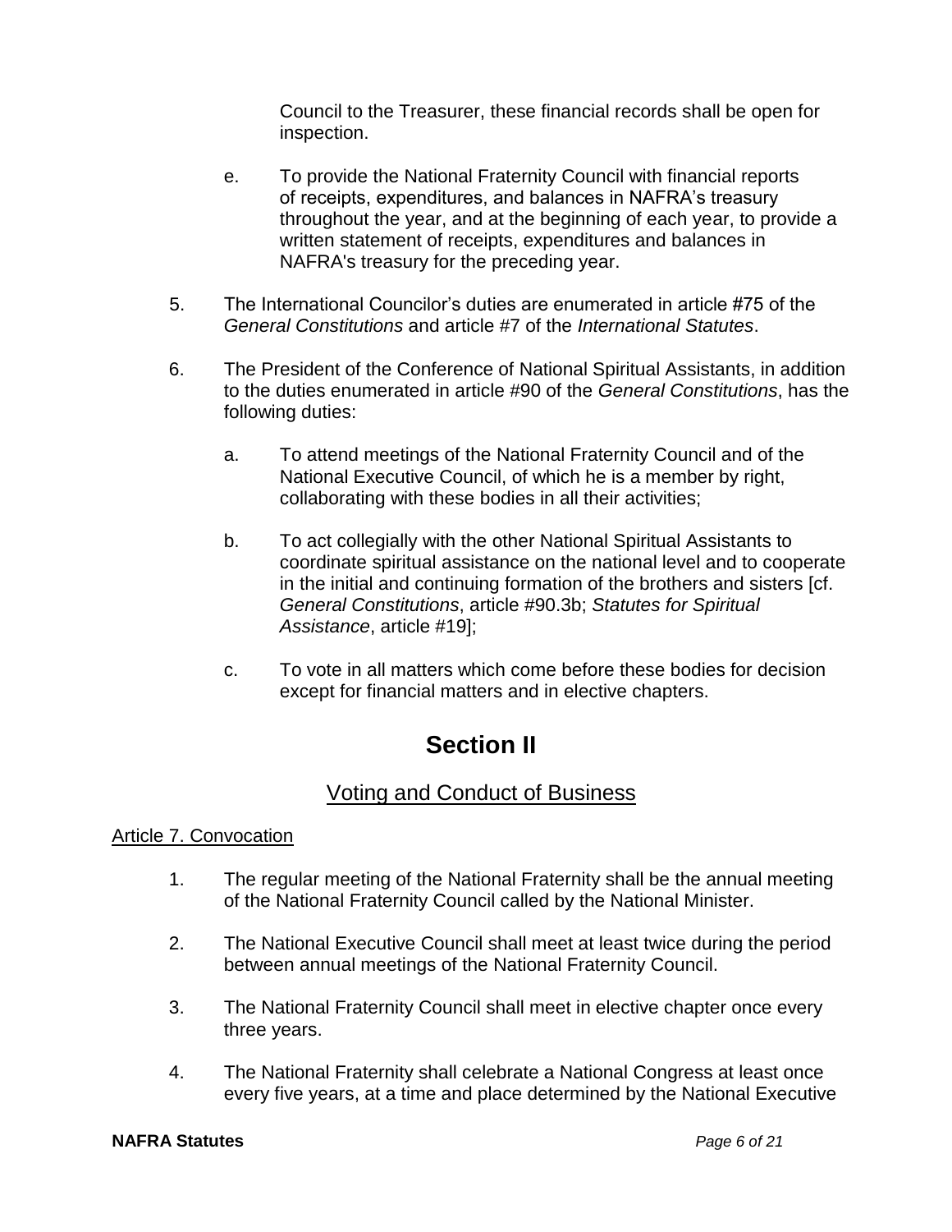Council to the Treasurer, these financial records shall be open for inspection.

e. To provide the National Fraternity Council with financial reports of receipts, expenditures, and balances in NAFRA's treasury throughout the year, and at the beginning of each year, to provide a written statement of receipts, expenditures and balances in NAFRA's treasury for the preceding year.

5. The International Councilor's duties are enumerated in article #75 of the *General Constitutions* and article #7 of the *International Statutes*.

6. The President of the Conference of National Spiritual Assistants, in addition to the duties enumerated in article #90 of the *General Constitutions*, has the following duties:

   a. To attend meetings of the National Fraternity Council and of the National Executive Council, of which he is a member by right, collaborating with these bodies in all their activities;

   b. To act collegially with the other National Spiritual Assistants to coordinate spiritual assistance on the national level and to cooperate in the initial and continuing formation of the brothers and sisters [cf. *General Constitutions*, article #90.3b; *Statutes for Spiritual Assistance*, article #19];

   c. To vote in all matters which come before these bodies for decision except for financial matters and in elective chapters.

# Section II

## Voting and Conduct of Business

### Article 7. Convocation

1. The regular meeting of the National Fraternity shall be the annual meeting of the National Fraternity Council called by the National Minister.

2. The National Executive Council shall meet at least twice during the period between annual meetings of the National Fraternity Council.

3. The National Fraternity Council shall meet in elective chapter once every three years.

4. The National Fraternity shall celebrate a National Congress at least once every five years, at a time and place determined by the National Executive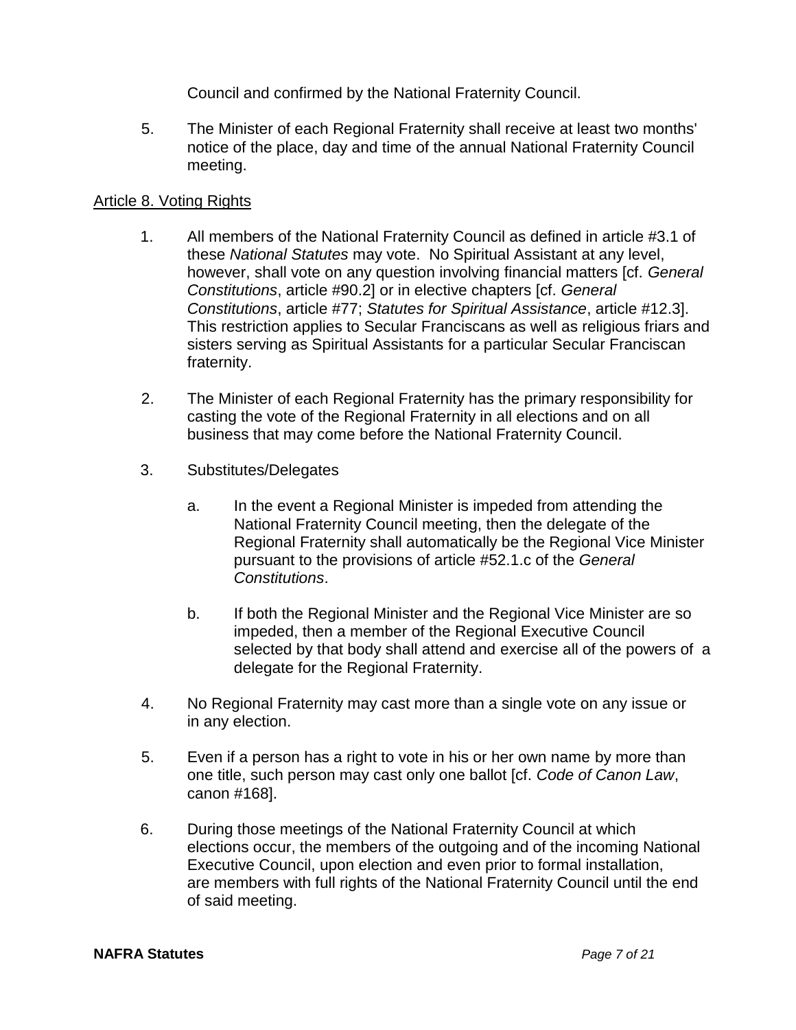Council and confirmed by the National Fraternity Council.

5. The Minister of each Regional Fraternity shall receive at least two months' notice of the place, day and time of the annual National Fraternity Council meeting.

Article 8. Voting Rights

1. All members of the National Fraternity Council as defined in article #3.1 of these *National Statutes* may vote. No Spiritual Assistant at any level, however, shall vote on any question involving financial matters [cf. *General Constitutions*, article #90.2] or in elective chapters [cf. *General Constitutions*, article #77; *Statutes for Spiritual Assistance*, article #12.3]. This restriction applies to Secular Franciscans as well as religious friars and sisters serving as Spiritual Assistants for a particular Secular Franciscan fraternity.

2. The Minister of each Regional Fraternity has the primary responsibility for casting the vote of the Regional Fraternity in all elections and on all business that may come before the National Fraternity Council.

3. Substitutes/Delegates

   a. In the event a Regional Minister is impeded from attending the National Fraternity Council meeting, then the delegate of the Regional Fraternity shall automatically be the Regional Vice Minister pursuant to the provisions of article #52.1.c of the *General Constitutions*.

   b. If both the Regional Minister and the Regional Vice Minister are so impeded, then a member of the Regional Executive Council selected by that body shall attend and exercise all of the powers of a delegate for the Regional Fraternity.

4. No Regional Fraternity may cast more than a single vote on any issue or in any election.

5. Even if a person has a right to vote in his or her own name by more than one title, such person may cast only one ballot [cf. *Code of Canon Law*, canon #168].

6. During those meetings of the National Fraternity Council at which elections occur, the members of the outgoing and of the incoming National Executive Council, upon election and even prior to formal installation, are members with full rights of the National Fraternity Council until the end of said meeting.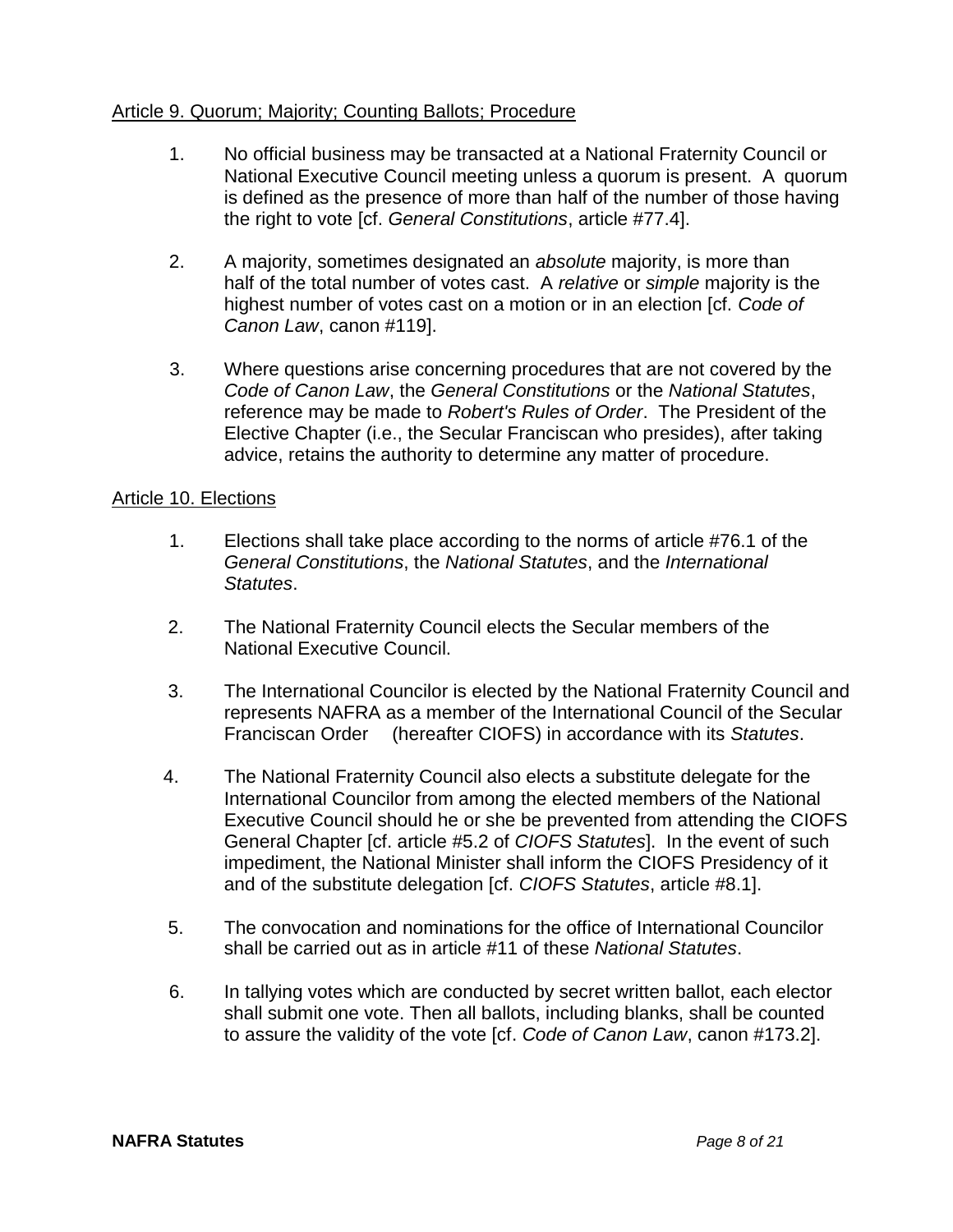<u>Article 9. Quorum; Majority; Counting Ballots; Procedure</u>

1. No official business may be transacted at a National Fraternity Council or National Executive Council meeting unless a quorum is present. A quorum is defined as the presence of more than half of the number of those having the right to vote [cf. *General Constitutions*, article #77.4].

2. A majority, sometimes designated an *absolute* majority, is more than half of the total number of votes cast. A *relative* or *simple* majority is the highest number of votes cast on a motion or in an election [cf. *Code of Canon Law*, canon #119].

3. Where questions arise concerning procedures that are not covered by the *Code of Canon Law*, the *General Constitutions* or the *National Statutes*, reference may be made to *Robert's Rules of Order*. The President of the Elective Chapter (i.e., the Secular Franciscan who presides), after taking advice, retains the authority to determine any matter of procedure.

<u>Article 10. Elections</u>

1. Elections shall take place according to the norms of article #76.1 of the *General Constitutions*, the *National Statutes*, and the *International Statutes*.

2. The National Fraternity Council elects the Secular members of the National Executive Council.

3. The International Councilor is elected by the National Fraternity Council and represents NAFRA as a member of the International Council of the Secular Franciscan Order (hereafter CIOFS) in accordance with its *Statutes*.

4. The National Fraternity Council also elects a substitute delegate for the International Councilor from among the elected members of the National Executive Council should he or she be prevented from attending the CIOFS General Chapter [cf. article #5.2 of *CIOFS Statutes*]. In the event of such impediment, the National Minister shall inform the CIOFS Presidency of it and of the substitute delegation [cf. *CIOFS Statutes*, article #8.1].

5. The convocation and nominations for the office of International Councilor shall be carried out as in article #11 of these *National Statutes*.

6. In tallying votes which are conducted by secret written ballot, each elector shall submit one vote. Then all ballots, including blanks, shall be counted to assure the validity of the vote [cf. *Code of Canon Law*, canon #173.2].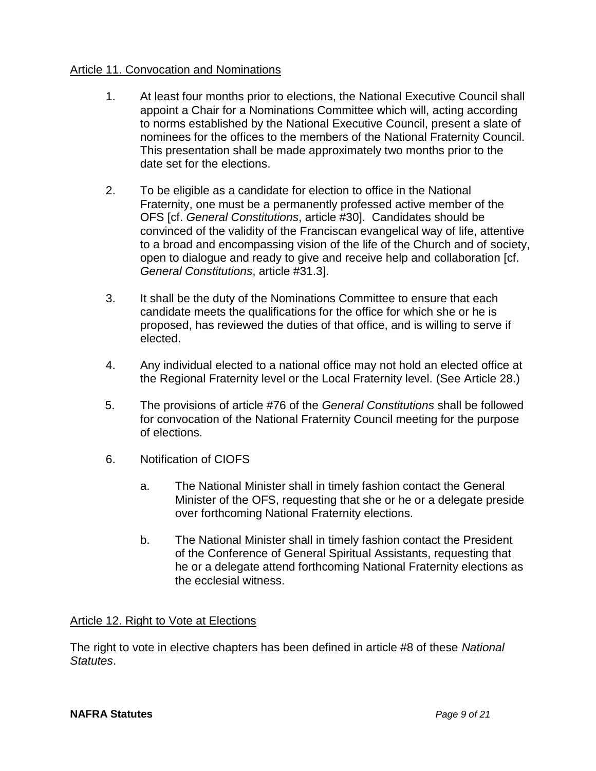## Article 11. Convocation and Nominations

1. At least four months prior to elections, the National Executive Council shall appoint a Chair for a Nominations Committee which will, acting according to norms established by the National Executive Council, present a slate of nominees for the offices to the members of the National Fraternity Council. This presentation shall be made approximately two months prior to the date set for the elections.

2. To be eligible as a candidate for election to office in the National Fraternity, one must be a permanently professed active member of the OFS [cf. *General Constitutions*, article #30]. Candidates should be convinced of the validity of the Franciscan evangelical way of life, attentive to a broad and encompassing vision of the life of the Church and of society, open to dialogue and ready to give and receive help and collaboration [cf. *General Constitutions*, article #31.3].

3. It shall be the duty of the Nominations Committee to ensure that each candidate meets the qualifications for the office for which she or he is proposed, has reviewed the duties of that office, and is willing to serve if elected.

4. Any individual elected to a national office may not hold an elected office at the Regional Fraternity level or the Local Fraternity level. (See Article 28.)

5. The provisions of article #76 of the *General Constitutions* shall be followed for convocation of the National Fraternity Council meeting for the purpose of elections.

6. Notification of CIOFS

   a. The National Minister shall in timely fashion contact the General Minister of the OFS, requesting that she or he or a delegate preside over forthcoming National Fraternity elections.

   b. The National Minister shall in timely fashion contact the President of the Conference of General Spiritual Assistants, requesting that he or a delegate attend forthcoming National Fraternity elections as the ecclesial witness.

## Article 12. Right to Vote at Elections

The right to vote in elective chapters has been defined in article #8 of these *National Statutes*.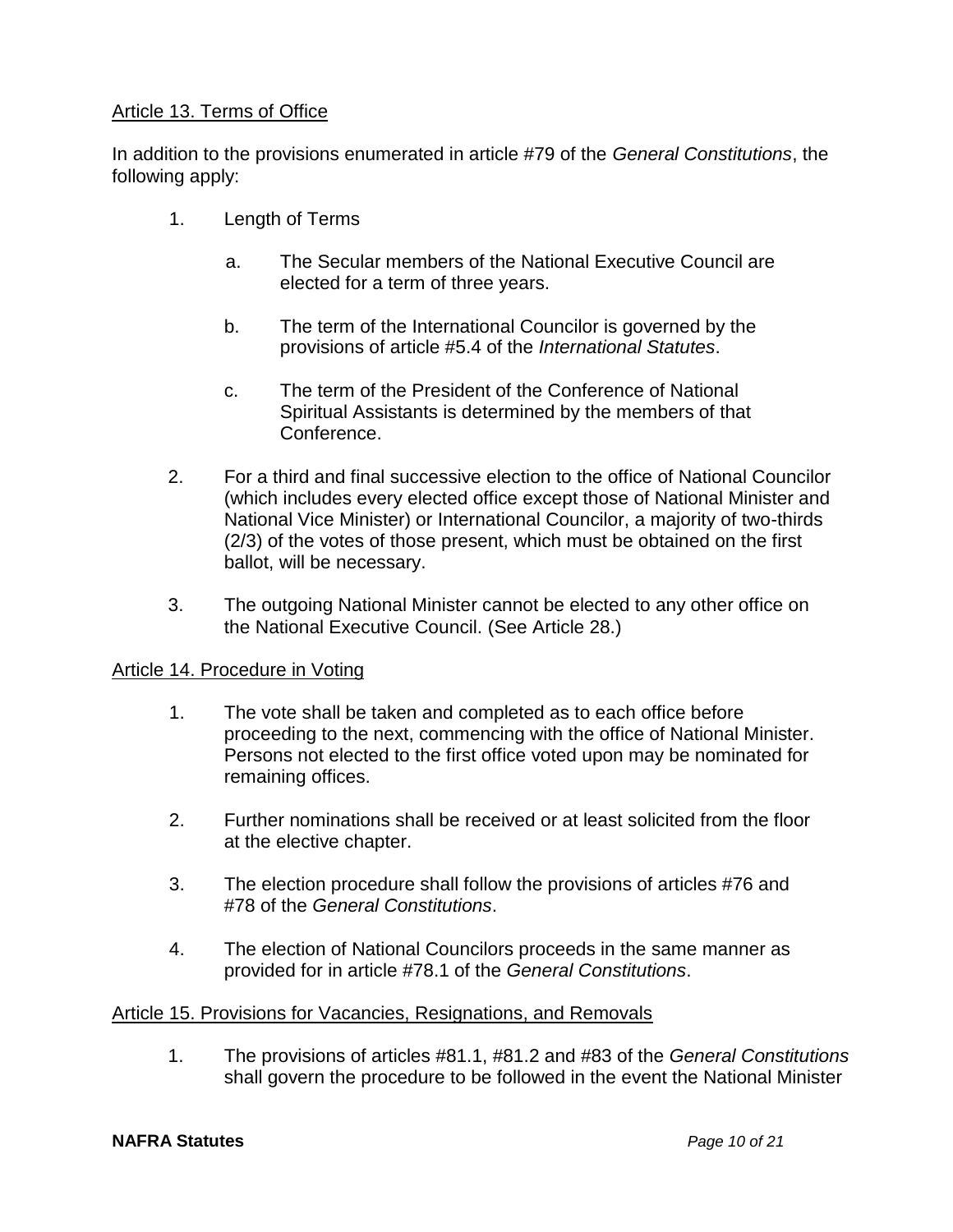Article 13. Terms of Office

In addition to the provisions enumerated in article #79 of the *General Constitutions*, the following apply:

1. Length of Terms

   a. The Secular members of the National Executive Council are elected for a term of three years.

   b. The term of the International Councilor is governed by the provisions of article #5.4 of the *International Statutes*.

   c. The term of the President of the Conference of National Spiritual Assistants is determined by the members of that Conference.

2. For a third and final successive election to the office of National Councilor (which includes every elected office except those of National Minister and National Vice Minister) or International Councilor, a majority of two-thirds (2/3) of the votes of those present, which must be obtained on the first ballot, will be necessary.

3. The outgoing National Minister cannot be elected to any other office on the National Executive Council. (See Article 28.)

Article 14. Procedure in Voting

1. The vote shall be taken and completed as to each office before proceeding to the next, commencing with the office of National Minister. Persons not elected to the first office voted upon may be nominated for remaining offices.

2. Further nominations shall be received or at least solicited from the floor at the elective chapter.

3. The election procedure shall follow the provisions of articles #76 and #78 of the *General Constitutions*.

4. The election of National Councilors proceeds in the same manner as provided for in article #78.1 of the *General Constitutions*.

Article 15. Provisions for Vacancies, Resignations, and Removals

1. The provisions of articles #81.1, #81.2 and #83 of the *General Constitutions* shall govern the procedure to be followed in the event the National Minister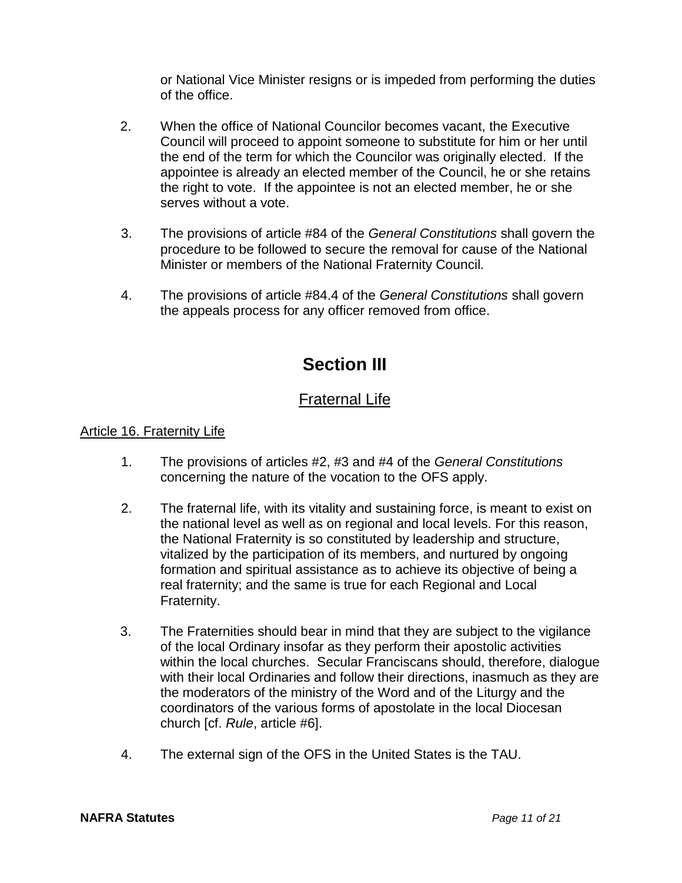or National Vice Minister resigns or is impeded from performing the duties of the office.

2. When the office of National Councilor becomes vacant, the Executive Council will proceed to appoint someone to substitute for him or her until the end of the term for which the Councilor was originally elected. If the appointee is already an elected member of the Council, he or she retains the right to vote. If the appointee is not an elected member, he or she serves without a vote.

3. The provisions of article #84 of the *General Constitutions* shall govern the procedure to be followed to secure the removal for cause of the National Minister or members of the National Fraternity Council.

4. The provisions of article #84.4 of the *General Constitutions* shall govern the appeals process for any officer removed from office.

# Section III

## Fraternal Life

### Article 16. Fraternity Life

1. The provisions of articles #2, #3 and #4 of the *General Constitutions* concerning the nature of the vocation to the OFS apply.

2. The fraternal life, with its vitality and sustaining force, is meant to exist on the national level as well as on regional and local levels. For this reason, the National Fraternity is so constituted by leadership and structure, vitalized by the participation of its members, and nurtured by ongoing formation and spiritual assistance as to achieve its objective of being a real fraternity; and the same is true for each Regional and Local Fraternity.

3. The Fraternities should bear in mind that they are subject to the vigilance of the local Ordinary insofar as they perform their apostolic activities within the local churches. Secular Franciscans should, therefore, dialogue with their local Ordinaries and follow their directions, inasmuch as they are the moderators of the ministry of the Word and of the Liturgy and the coordinators of the various forms of apostolate in the local Diocesan church [cf. *Rule*, article #6].

4. The external sign of the OFS in the United States is the TAU.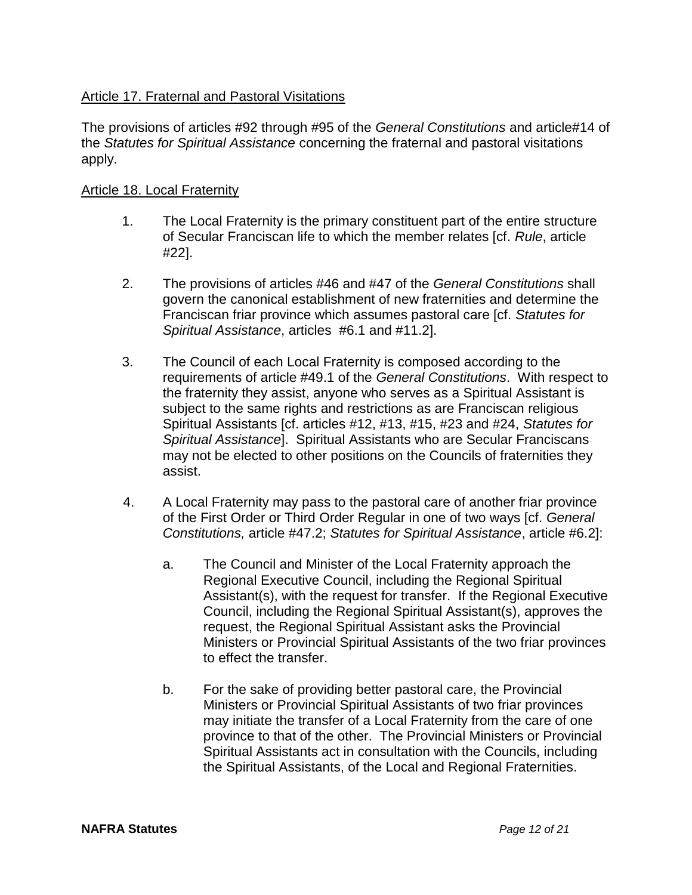Article 17. Fraternal and Pastoral Visitations

The provisions of articles #92 through #95 of the *General Constitutions* and article#14 of the *Statutes for Spiritual Assistance* concerning the fraternal and pastoral visitations apply.

Article 18. Local Fraternity

1. The Local Fraternity is the primary constituent part of the entire structure of Secular Franciscan life to which the member relates [cf. *Rule*, article #22].

2. The provisions of articles #46 and #47 of the *General Constitutions* shall govern the canonical establishment of new fraternities and determine the Franciscan friar province which assumes pastoral care [cf. *Statutes for Spiritual Assistance*, articles #6.1 and #11.2].

3. The Council of each Local Fraternity is composed according to the requirements of article #49.1 of the *General Constitutions*. With respect to the fraternity they assist, anyone who serves as a Spiritual Assistant is subject to the same rights and restrictions as are Franciscan religious Spiritual Assistants [cf. articles #12, #13, #15, #23 and #24, *Statutes for Spiritual Assistance*]. Spiritual Assistants who are Secular Franciscans may not be elected to other positions on the Councils of fraternities they assist.

4. A Local Fraternity may pass to the pastoral care of another friar province of the First Order or Third Order Regular in one of two ways [cf. *General Constitutions,* article #47.2; *Statutes for Spiritual Assistance*, article #6.2]:

   a. The Council and Minister of the Local Fraternity approach the Regional Executive Council, including the Regional Spiritual Assistant(s), with the request for transfer. If the Regional Executive Council, including the Regional Spiritual Assistant(s), approves the request, the Regional Spiritual Assistant asks the Provincial Ministers or Provincial Spiritual Assistants of the two friar provinces to effect the transfer.

   b. For the sake of providing better pastoral care, the Provincial Ministers or Provincial Spiritual Assistants of two friar provinces may initiate the transfer of a Local Fraternity from the care of one province to that of the other. The Provincial Ministers or Provincial Spiritual Assistants act in consultation with the Councils, including the Spiritual Assistants, of the Local and Regional Fraternities.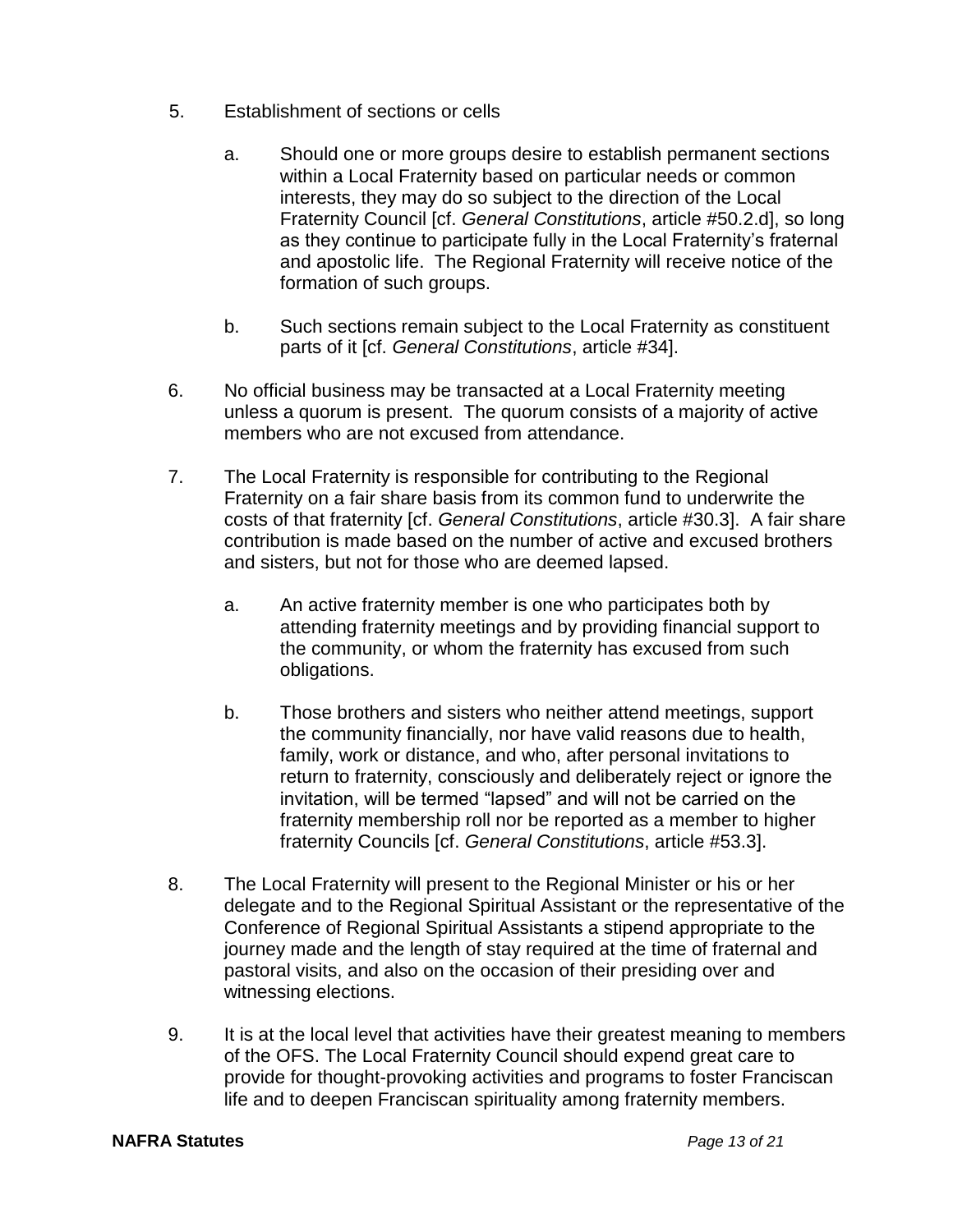5. Establishment of sections or cells

    a. Should one or more groups desire to establish permanent sections within a Local Fraternity based on particular needs or common interests, they may do so subject to the direction of the Local Fraternity Council [cf. *General Constitutions*, article #50.2.d], so long as they continue to participate fully in the Local Fraternity's fraternal and apostolic life. The Regional Fraternity will receive notice of the formation of such groups.

    b. Such sections remain subject to the Local Fraternity as constituent parts of it [cf. *General Constitutions*, article #34].

6. No official business may be transacted at a Local Fraternity meeting unless a quorum is present. The quorum consists of a majority of active members who are not excused from attendance.

7. The Local Fraternity is responsible for contributing to the Regional Fraternity on a fair share basis from its common fund to underwrite the costs of that fraternity [cf. *General Constitutions*, article #30.3]. A fair share contribution is made based on the number of active and excused brothers and sisters, but not for those who are deemed lapsed.

    a. An active fraternity member is one who participates both by attending fraternity meetings and by providing financial support to the community, or whom the fraternity has excused from such obligations.

    b. Those brothers and sisters who neither attend meetings, support the community financially, nor have valid reasons due to health, family, work or distance, and who, after personal invitations to return to fraternity, consciously and deliberately reject or ignore the invitation, will be termed "lapsed" and will not be carried on the fraternity membership roll nor be reported as a member to higher fraternity Councils [cf. *General Constitutions*, article #53.3].

8. The Local Fraternity will present to the Regional Minister or his or her delegate and to the Regional Spiritual Assistant or the representative of the Conference of Regional Spiritual Assistants a stipend appropriate to the journey made and the length of stay required at the time of fraternal and pastoral visits, and also on the occasion of their presiding over and witnessing elections.

9. It is at the local level that activities have their greatest meaning to members of the OFS. The Local Fraternity Council should expend great care to provide for thought-provoking activities and programs to foster Franciscan life and to deepen Franciscan spirituality among fraternity members.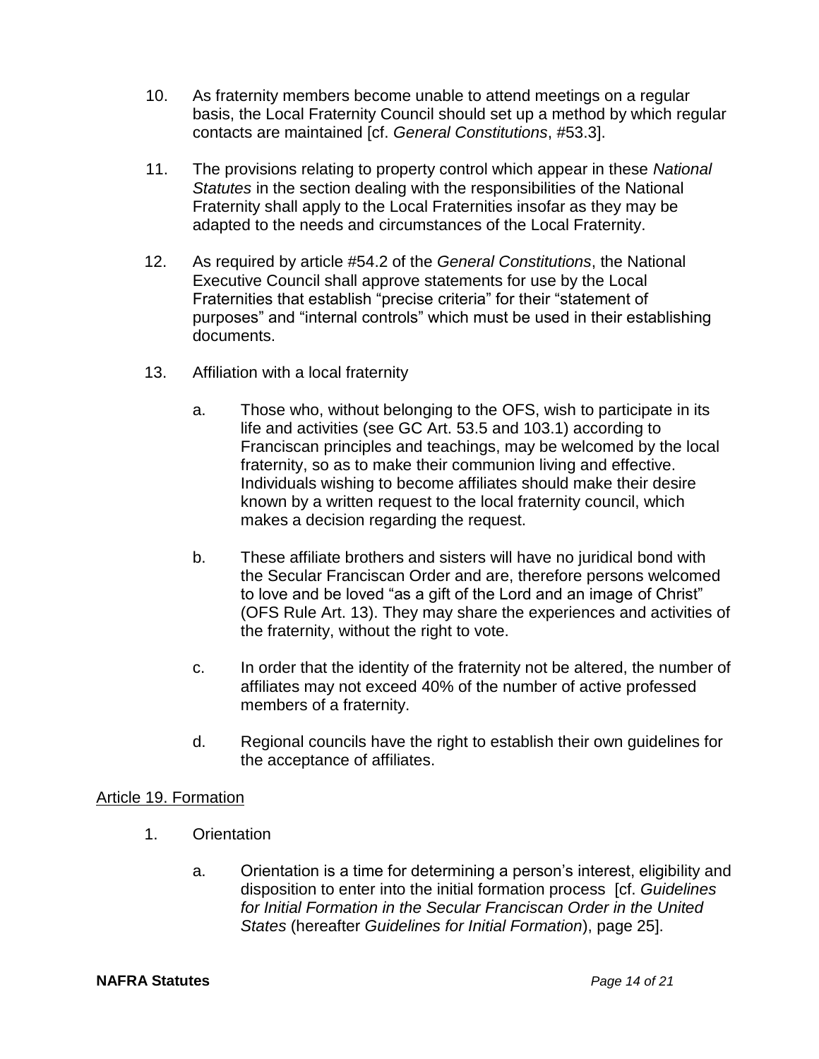10. As fraternity members become unable to attend meetings on a regular basis, the Local Fraternity Council should set up a method by which regular contacts are maintained [cf. *General Constitutions*, #53.3].

11. The provisions relating to property control which appear in these *National Statutes* in the section dealing with the responsibilities of the National Fraternity shall apply to the Local Fraternities insofar as they may be adapted to the needs and circumstances of the Local Fraternity.

12. As required by article #54.2 of the *General Constitutions*, the National Executive Council shall approve statements for use by the Local Fraternities that establish "precise criteria" for their "statement of purposes" and "internal controls" which must be used in their establishing documents.

13. Affiliation with a local fraternity

    a. Those who, without belonging to the OFS, wish to participate in its life and activities (see GC Art. 53.5 and 103.1) according to Franciscan principles and teachings, may be welcomed by the local fraternity, so as to make their communion living and effective. Individuals wishing to become affiliates should make their desire known by a written request to the local fraternity council, which makes a decision regarding the request.

    b. These affiliate brothers and sisters will have no juridical bond with the Secular Franciscan Order and are, therefore persons welcomed to love and be loved "as a gift of the Lord and an image of Christ" (OFS Rule Art. 13). They may share the experiences and activities of the fraternity, without the right to vote.

    c. In order that the identity of the fraternity not be altered, the number of affiliates may not exceed 40% of the number of active professed members of a fraternity.

    d. Regional councils have the right to establish their own guidelines for the acceptance of affiliates.

<u>Article 19. Formation</u>

1. Orientation

    a. Orientation is a time for determining a person's interest, eligibility and disposition to enter into the initial formation process [cf. *Guidelines for Initial Formation in the Secular Franciscan Order in the United States* (hereafter *Guidelines for Initial Formation*), page 25].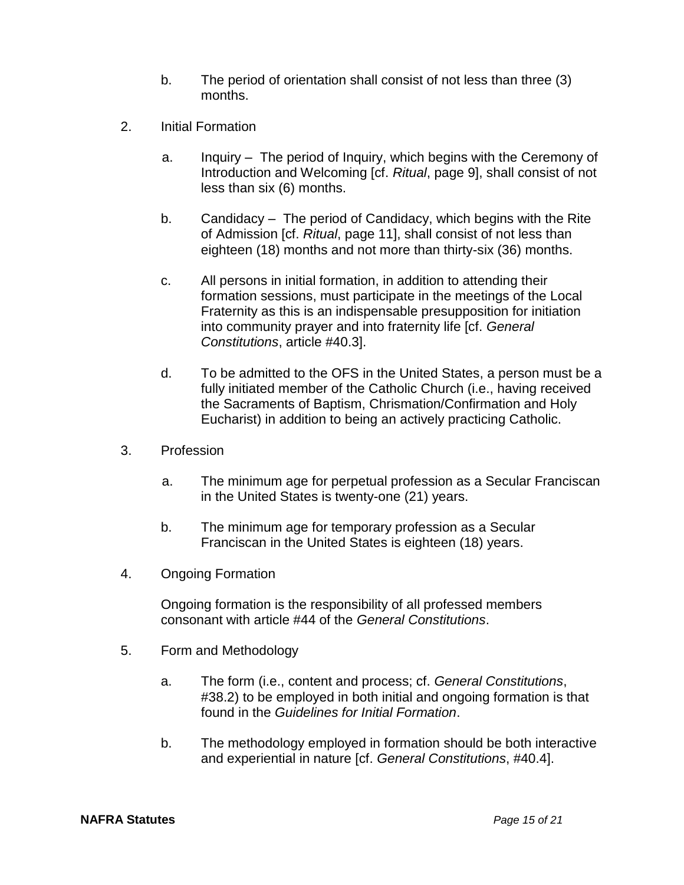b. The period of orientation shall consist of not less than three (3) months.

2. Initial Formation

   a. Inquiry – The period of Inquiry, which begins with the Ceremony of Introduction and Welcoming [cf. *Ritual*, page 9], shall consist of not less than six (6) months.

   b. Candidacy – The period of Candidacy, which begins with the Rite of Admission [cf. *Ritual*, page 11], shall consist of not less than eighteen (18) months and not more than thirty-six (36) months.

   c. All persons in initial formation, in addition to attending their formation sessions, must participate in the meetings of the Local Fraternity as this is an indispensable presupposition for initiation into community prayer and into fraternity life [cf. *General Constitutions*, article #40.3].

   d. To be admitted to the OFS in the United States, a person must be a fully initiated member of the Catholic Church (i.e., having received the Sacraments of Baptism, Chrismation/Confirmation and Holy Eucharist) in addition to being an actively practicing Catholic.

3. Profession

   a. The minimum age for perpetual profession as a Secular Franciscan in the United States is twenty-one (21) years.

   b. The minimum age for temporary profession as a Secular Franciscan in the United States is eighteen (18) years.

4. Ongoing Formation

   Ongoing formation is the responsibility of all professed members consonant with article #44 of the *General Constitutions*.

5. Form and Methodology

   a. The form (i.e., content and process; cf. *General Constitutions*, #38.2) to be employed in both initial and ongoing formation is that found in the *Guidelines for Initial Formation*.

   b. The methodology employed in formation should be both interactive and experiential in nature [cf. *General Constitutions*, #40.4].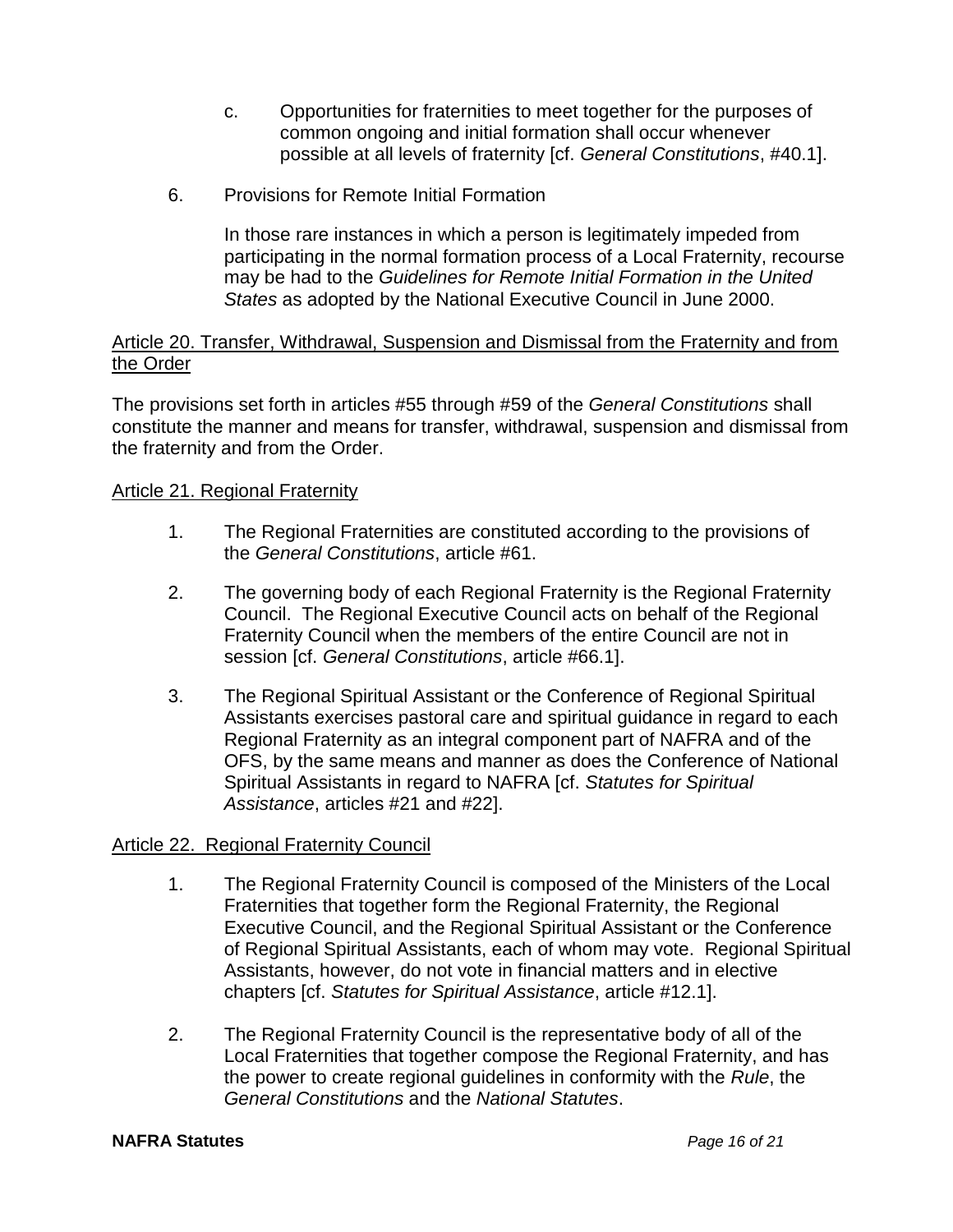c. Opportunities for fraternities to meet together for the purposes of common ongoing and initial formation shall occur whenever possible at all levels of fraternity [cf. *General Constitutions*, #40.1].

6. Provisions for Remote Initial Formation

   In those rare instances in which a person is legitimately impeded from participating in the normal formation process of a Local Fraternity, recourse may be had to the *Guidelines for Remote Initial Formation in the United States* as adopted by the National Executive Council in June 2000.

Article 20. Transfer, Withdrawal, Suspension and Dismissal from the Fraternity and from the Order

The provisions set forth in articles #55 through #59 of the *General Constitutions* shall constitute the manner and means for transfer, withdrawal, suspension and dismissal from the fraternity and from the Order.

Article 21. Regional Fraternity

1. The Regional Fraternities are constituted according to the provisions of the *General Constitutions*, article #61.

2. The governing body of each Regional Fraternity is the Regional Fraternity Council. The Regional Executive Council acts on behalf of the Regional Fraternity Council when the members of the entire Council are not in session [cf. *General Constitutions*, article #66.1].

3. The Regional Spiritual Assistant or the Conference of Regional Spiritual Assistants exercises pastoral care and spiritual guidance in regard to each Regional Fraternity as an integral component part of NAFRA and of the OFS, by the same means and manner as does the Conference of National Spiritual Assistants in regard to NAFRA [cf. *Statutes for Spiritual Assistance*, articles #21 and #22].

Article 22. Regional Fraternity Council

1. The Regional Fraternity Council is composed of the Ministers of the Local Fraternities that together form the Regional Fraternity, the Regional Executive Council, and the Regional Spiritual Assistant or the Conference of Regional Spiritual Assistants, each of whom may vote. Regional Spiritual Assistants, however, do not vote in financial matters and in elective chapters [cf. *Statutes for Spiritual Assistance*, article #12.1].

2. The Regional Fraternity Council is the representative body of all of the Local Fraternities that together compose the Regional Fraternity, and has the power to create regional guidelines in conformity with the *Rule*, the *General Constitutions* and the *National Statutes*.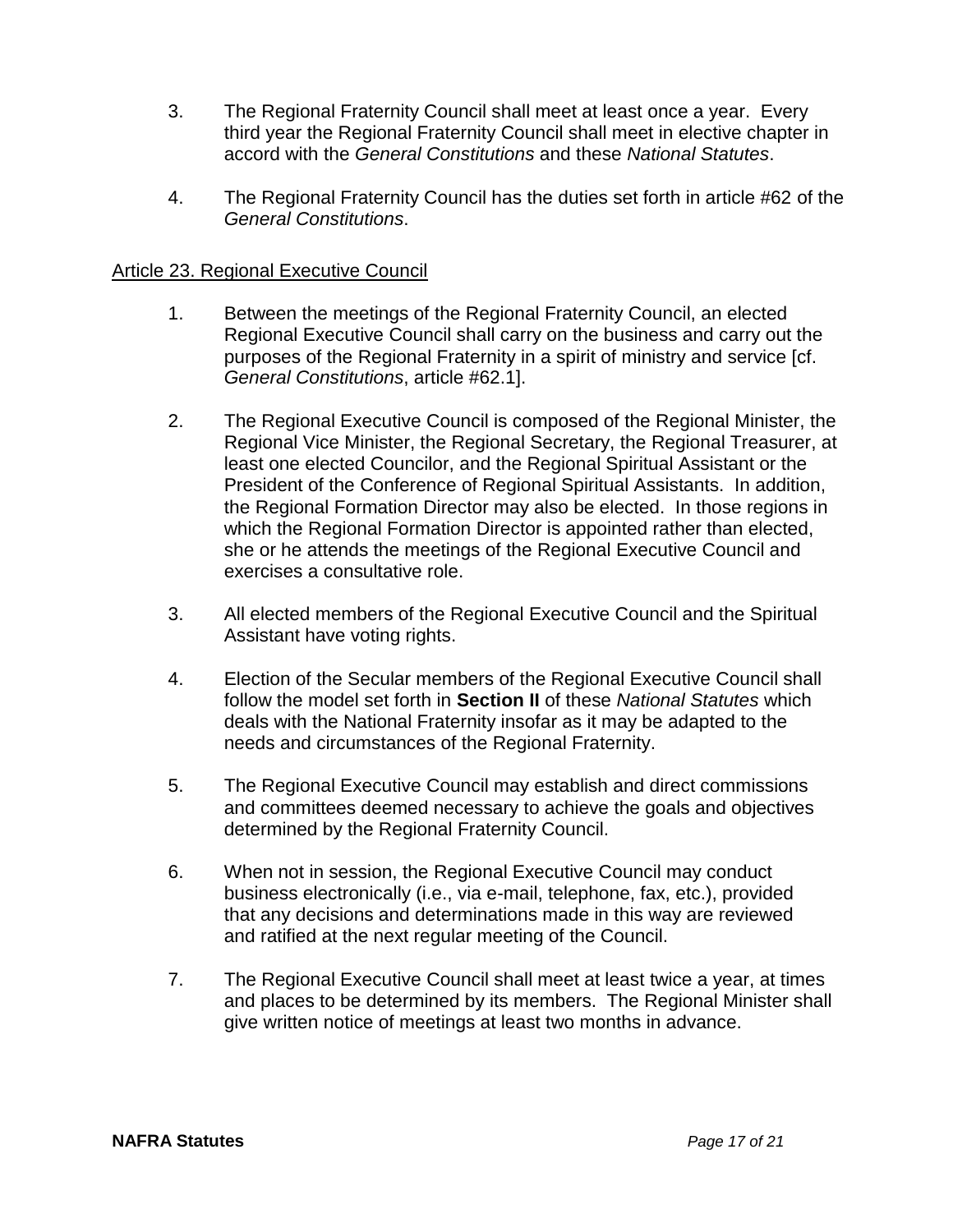3. The Regional Fraternity Council shall meet at least once a year. Every third year the Regional Fraternity Council shall meet in elective chapter in accord with the *General Constitutions* and these *National Statutes*.

4. The Regional Fraternity Council has the duties set forth in article #62 of the *General Constitutions*.

## Article 23. Regional Executive Council

1. Between the meetings of the Regional Fraternity Council, an elected Regional Executive Council shall carry on the business and carry out the purposes of the Regional Fraternity in a spirit of ministry and service [cf. *General Constitutions*, article #62.1].

2. The Regional Executive Council is composed of the Regional Minister, the Regional Vice Minister, the Regional Secretary, the Regional Treasurer, at least one elected Councilor, and the Regional Spiritual Assistant or the President of the Conference of Regional Spiritual Assistants. In addition, the Regional Formation Director may also be elected. In those regions in which the Regional Formation Director is appointed rather than elected, she or he attends the meetings of the Regional Executive Council and exercises a consultative role.

3. All elected members of the Regional Executive Council and the Spiritual Assistant have voting rights.

4. Election of the Secular members of the Regional Executive Council shall follow the model set forth in **Section II** of these *National Statutes* which deals with the National Fraternity insofar as it may be adapted to the needs and circumstances of the Regional Fraternity.

5. The Regional Executive Council may establish and direct commissions and committees deemed necessary to achieve the goals and objectives determined by the Regional Fraternity Council.

6. When not in session, the Regional Executive Council may conduct business electronically (i.e., via e-mail, telephone, fax, etc.), provided that any decisions and determinations made in this way are reviewed and ratified at the next regular meeting of the Council.

7. The Regional Executive Council shall meet at least twice a year, at times and places to be determined by its members. The Regional Minister shall give written notice of meetings at least two months in advance.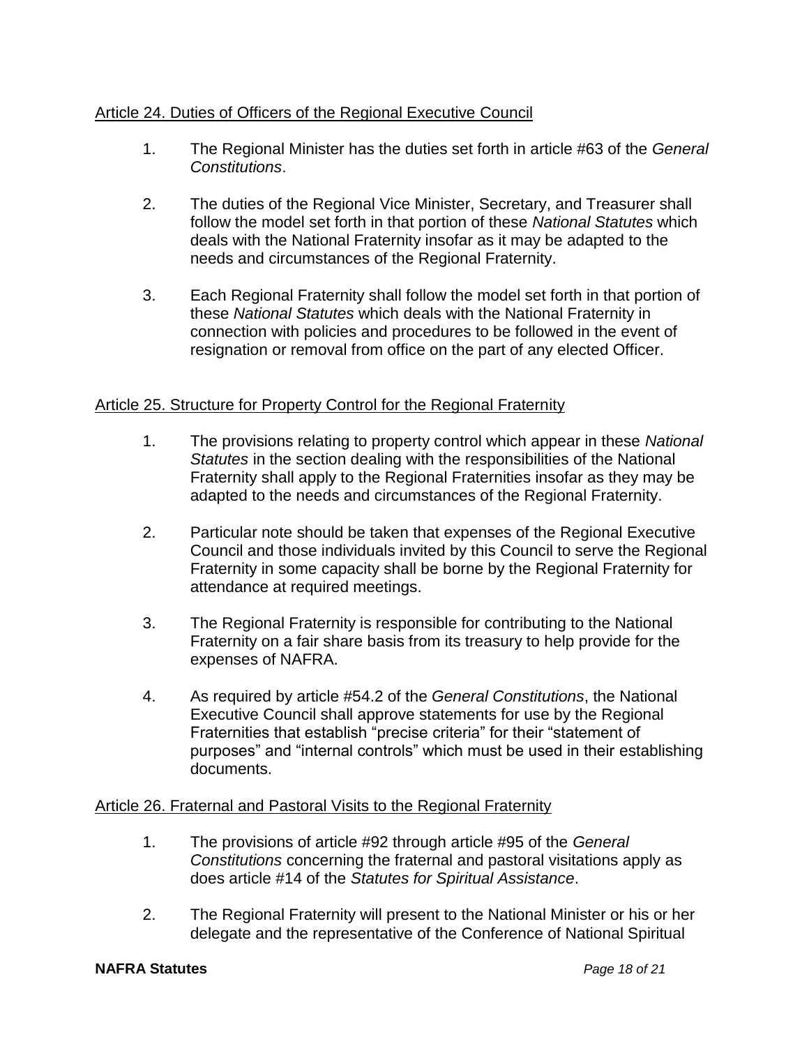Article 24. Duties of Officers of the Regional Executive Council

1. The Regional Minister has the duties set forth in article #63 of the *General Constitutions*.

2. The duties of the Regional Vice Minister, Secretary, and Treasurer shall follow the model set forth in that portion of these *National Statutes* which deals with the National Fraternity insofar as it may be adapted to the needs and circumstances of the Regional Fraternity.

3. Each Regional Fraternity shall follow the model set forth in that portion of these *National Statutes* which deals with the National Fraternity in connection with policies and procedures to be followed in the event of resignation or removal from office on the part of any elected Officer.

Article 25. Structure for Property Control for the Regional Fraternity

1. The provisions relating to property control which appear in these *National Statutes* in the section dealing with the responsibilities of the National Fraternity shall apply to the Regional Fraternities insofar as they may be adapted to the needs and circumstances of the Regional Fraternity.

2. Particular note should be taken that expenses of the Regional Executive Council and those individuals invited by this Council to serve the Regional Fraternity in some capacity shall be borne by the Regional Fraternity for attendance at required meetings.

3. The Regional Fraternity is responsible for contributing to the National Fraternity on a fair share basis from its treasury to help provide for the expenses of NAFRA.

4. As required by article #54.2 of the *General Constitutions*, the National Executive Council shall approve statements for use by the Regional Fraternities that establish “precise criteria” for their “statement of purposes” and “internal controls” which must be used in their establishing documents.

Article 26. Fraternal and Pastoral Visits to the Regional Fraternity

1. The provisions of article #92 through article #95 of the *General Constitutions* concerning the fraternal and pastoral visitations apply as does article #14 of the *Statutes for Spiritual Assistance*.

2. The Regional Fraternity will present to the National Minister or his or her delegate and the representative of the Conference of National Spiritual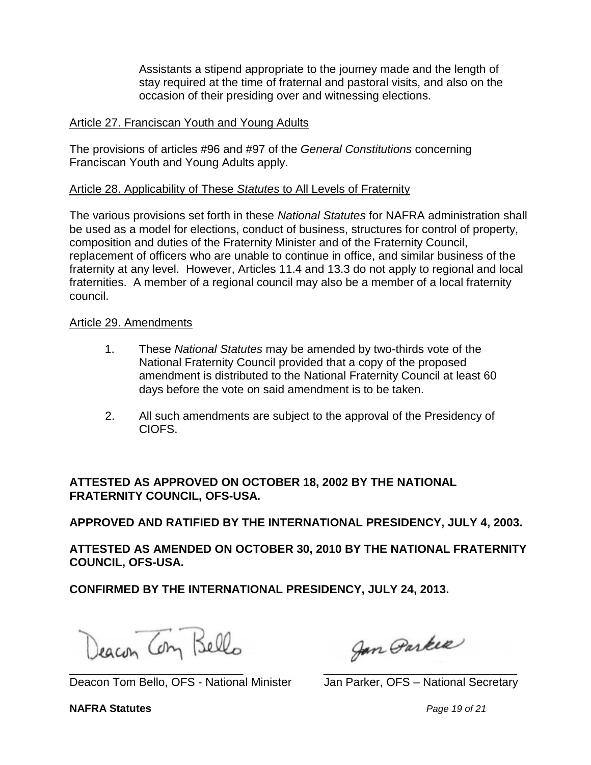Assistants a stipend appropriate to the journey made and the length of stay required at the time of fraternal and pastoral visits, and also on the occasion of their presiding over and witnessing elections.

Article 27. Franciscan Youth and Young Adults

The provisions of articles #96 and #97 of the *General Constitutions* concerning Franciscan Youth and Young Adults apply.

Article 28. Applicability of These *Statutes* to All Levels of Fraternity

The various provisions set forth in these *National Statutes* for NAFRA administration shall be used as a model for elections, conduct of business, structures for control of property, composition and duties of the Fraternity Minister and of the Fraternity Council, replacement of officers who are unable to continue in office, and similar business of the fraternity at any level. However, Articles 11.4 and 13.3 do not apply to regional and local fraternities. A member of a regional council may also be a member of a local fraternity council.

Article 29. Amendments

1. These *National Statutes* may be amended by two-thirds vote of the National Fraternity Council provided that a copy of the proposed amendment is distributed to the National Fraternity Council at least 60 days before the vote on said amendment is to be taken.

2. All such amendments are subject to the approval of the Presidency of CIOFS.

**ATTESTED AS APPROVED ON OCTOBER 18, 2002 BY THE NATIONAL FRATERNITY COUNCIL, OFS-USA.**

**APPROVED AND RATIFIED BY THE INTERNATIONAL PRESIDENCY, JULY 4, 2003.**

**ATTESTED AS AMENDED ON OCTOBER 30, 2010 BY THE NATIONAL FRATERNITY COUNCIL, OFS-USA.**

**CONFIRMED BY THE INTERNATIONAL PRESIDENCY, JULY 24, 2013.**

Deacon Tom Bello

\_\_\_\_\_\_\_\_\_\_\_\_\_\_\_\_\_\_\_\_\_\_\_\_\_\_\_\_
Deacon Tom Bello, OFS - National Minister

Jan Parker

\_\_\_\_\_\_\_\_\_\_\_\_\_\_\_\_\_\_\_\_\_\_\_\_\_\_\_\_
Jan Parker, OFS – National Secretary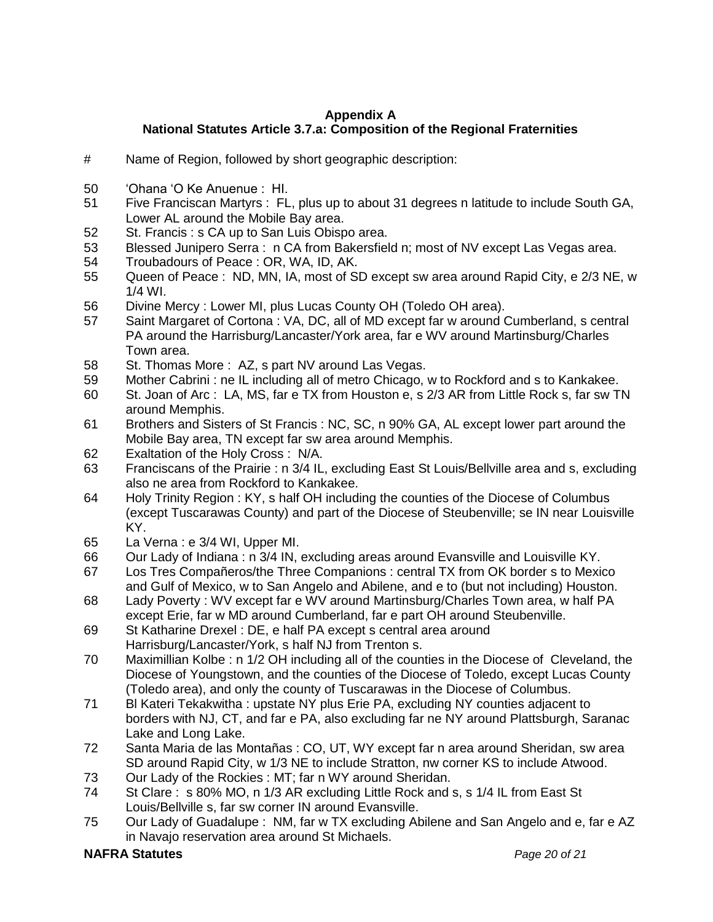**Appendix A**
**National Statutes Article 3.7.a: Composition of the Regional Fraternities**

| # | Name of Region, followed by short geographic description: |
|---|---|
| 50 | 'Ohana 'O Ke Anuenue : HI. |
| 51 | Five Franciscan Martyrs : FL, plus up to about 31 degrees n latitude to include South GA, Lower AL around the Mobile Bay area. |
| 52 | St. Francis : s CA up to San Luis Obispo area. |
| 53 | Blessed Junipero Serra : n CA from Bakersfield n; most of NV except Las Vegas area. |
| 54 | Troubadours of Peace : OR, WA, ID, AK. |
| 55 | Queen of Peace : ND, MN, IA, most of SD except sw area around Rapid City, e 2/3 NE, w 1/4 WI. |
| 56 | Divine Mercy : Lower MI, plus Lucas County OH (Toledo OH area). |
| 57 | Saint Margaret of Cortona : VA, DC, all of MD except far w around Cumberland, s central PA around the Harrisburg/Lancaster/York area, far e WV around Martinsburg/Charles Town area. |
| 58 | St. Thomas More : AZ, s part NV around Las Vegas. |
| 59 | Mother Cabrini : ne IL including all of metro Chicago, w to Rockford and s to Kankakee. |
| 60 | St. Joan of Arc : LA, MS, far e TX from Houston e, s 2/3 AR from Little Rock s, far sw TN around Memphis. |
| 61 | Brothers and Sisters of St Francis : NC, SC, n 90% GA, AL except lower part around the Mobile Bay area, TN except far sw area around Memphis. |
| 62 | Exaltation of the Holy Cross : N/A. |
| 63 | Franciscans of the Prairie : n 3/4 IL, excluding East St Louis/Bellville area and s, excluding also ne area from Rockford to Kankakee. |
| 64 | Holy Trinity Region : KY, s half OH including the counties of the Diocese of Columbus (except Tuscarawas County) and part of the Diocese of Steubenville; se IN near Louisville KY. |
| 65 | La Verna : e 3/4 WI, Upper MI. |
| 66 | Our Lady of Indiana : n 3/4 IN, excluding areas around Evansville and Louisville KY. |
| 67 | Los Tres Compañeros/the Three Companions : central TX from OK border s to Mexico and Gulf of Mexico, w to San Angelo and Abilene, and e to (but not including) Houston. |
| 68 | Lady Poverty : WV except far e WV around Martinsburg/Charles Town area, w half PA except Erie, far w MD around Cumberland, far e part OH around Steubenville. |
| 69 | St Katharine Drexel : DE, e half PA except s central area around Harrisburg/Lancaster/York, s half NJ from Trenton s. |
| 70 | Maximillian Kolbe : n 1/2 OH including all of the counties in the Diocese of Cleveland, the Diocese of Youngstown, and the counties of the Diocese of Toledo, except Lucas County (Toledo area), and only the county of Tuscarawas in the Diocese of Columbus. |
| 71 | Bl Kateri Tekakwitha : upstate NY plus Erie PA, excluding NY counties adjacent to borders with NJ, CT, and far e PA, also excluding far ne NY around Plattsburgh, Saranac Lake and Long Lake. |
| 72 | Santa Maria de las Montañas : CO, UT, WY except far n area around Sheridan, sw area SD around Rapid City, w 1/3 NE to include Stratton, nw corner KS to include Atwood. |
| 73 | Our Lady of the Rockies : MT; far n WY around Sheridan. |
| 74 | St Clare : s 80% MO, n 1/3 AR excluding Little Rock and s, s 1/4 IL from East St Louis/Bellville s, far sw corner IN around Evansville. |
| 75 | Our Lady of Guadalupe : NM, far w TX excluding Abilene and San Angelo and e, far e AZ in Navajo reservation area around St Michaels. |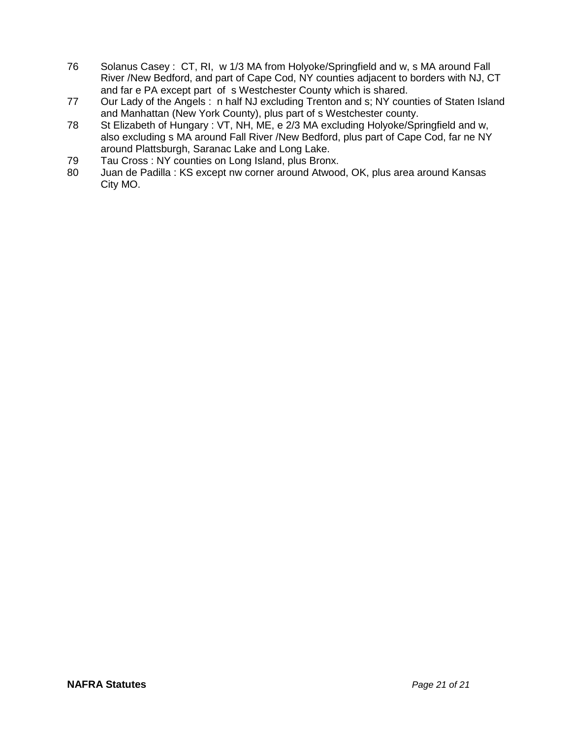76 Solanus Casey : CT, RI, w 1/3 MA from Holyoke/Springfield and w, s MA around Fall River /New Bedford, and part of Cape Cod, NY counties adjacent to borders with NJ, CT and far e PA except part of s Westchester County which is shared.

77 Our Lady of the Angels : n half NJ excluding Trenton and s; NY counties of Staten Island and Manhattan (New York County), plus part of s Westchester county.

78 St Elizabeth of Hungary : VT, NH, ME, e 2/3 MA excluding Holyoke/Springfield and w, also excluding s MA around Fall River /New Bedford, plus part of Cape Cod, far ne NY around Plattsburgh, Saranac Lake and Long Lake.

79 Tau Cross : NY counties on Long Island, plus Bronx.

80 Juan de Padilla : KS except nw corner around Atwood, OK, plus area around Kansas City MO.